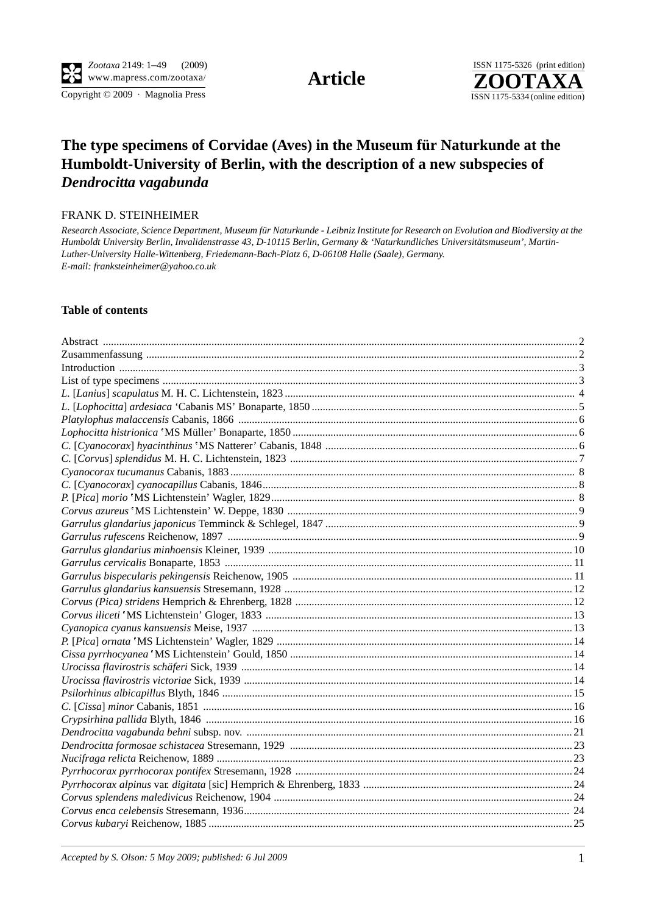**Article**

# The type specimens of Corvidae (Aves) in the Museum für Naturkunde at the Humboldt-University of Berlin, with the description of a new subspecies of *Dendrocitta vagabunda*

FRANK D. STEINHEIMER

*Research Associate, Science Department, Museum für Naturkunde - Leibniz Institute for Research on Evolution and Biodiversity at the Humboldt University Berlin, Invalidenstrasse 43, D-10115 Berlin, Germany & 'Naturkundliches Universitätsmuseum', Martin-Luther-University Halle-Wittenberg, Friedemann-Bach-Platz 6, D-06108 Halle (Saale), Germany.*
*E-mail: franksteinheimer@yahoo.co.uk*

## Table of contents

Abstract .......... 2
Zusammenfassung .......... 2
Introduction .......... 3
List of type specimens .......... 3
*L.* [*Lanius*] *scapulatus* M. H. C. Lichtenstein, 1823 .......... 4
*L.* [*Lophocitta*] *ardesiaca* 'Cabanis MS' Bonaparte, 1850 .......... 5
*Platylophus malaccensis* Cabanis, 1866 .......... 6
*Lophocitta histrionica* 'MS Müller' Bonaparte, 1850 .......... 6
*C.* [*Cyanocorax*] *hyacinthinus* 'MS Natterer' Cabanis, 1848 .......... 6
*C.* [*Corvus*] *splendidus* M. H. C. Lichtenstein, 1823 .......... 7
*Cyanocorax tucumanus* Cabanis, 1883 .......... 8
*C.* [*Cyanocorax*] *cyanocapillus* Cabanis, 1846 .......... 8
*P.* [*Pica*] *morio* 'MS Lichtenstein' Wagler, 1829 .......... 8
*Corvus azureus* 'MS Lichtenstein' W. Deppe, 1830 .......... 9
*Garrulus glandarius japonicus* Temminck & Schlegel, 1847 .......... 9
*Garrulus rufescens* Reichenow, 1897 .......... 9
*Garrulus glandarius minhoensis* Kleiner, 1939 .......... 10
*Garrulus cervicalis* Bonaparte, 1853 .......... 11
*Garrulus bispecularis pekingensis* Reichenow, 1905 .......... 11
*Garrulus glandarius kansuensis* Stresemann, 1928 .......... 12
*Corvus (Pica) stridens* Hemprich & Ehrenberg, 1828 .......... 12
*Corvus iliceti* 'MS Lichtenstein' Gloger, 1833 .......... 13
*Cyanopica cyanus kansuensis* Meise, 1937 .......... 13
*P.* [*Pica*] *ornata* 'MS Lichtenstein' Wagler, 1829 .......... 14
*Cissa pyrrhocyanea* 'MS Lichtenstein' Gould, 1850 .......... 14
*Urocissa flavirostris schäferi* Sick, 1939 .......... 14
*Urocissa flavirostris victoriae* Sick, 1939 .......... 14
*Psilorhinus albicapillus* Blyth, 1846 .......... 15
*C.* [*Cissa*] *minor* Cabanis, 1851 .......... 16
*Crypsirhina pallida* Blyth, 1846 .......... 16
*Dendrocitta vagabunda behni* subsp. nov. .......... 21
*Dendrocitta formosae schistacea* Stresemann, 1929 .......... 23
*Nucifraga relicta* Reichenow, 1889 .......... 23
*Pyrrhocorax pyrrhocorax pontifex* Stresemann, 1928 .......... 24
*Pyrrhocorax alpinus* var. *digitata* [sic] Hemprich & Ehrenberg, 1833 .......... 24
*Corvus splendens maledivicus* Reichenow, 1904 .......... 24
*Corvus enca celebensis* Stresemann, 1936 .......... 24
*Corvus kubaryi* Reichenow, 1885 .......... 25

*Accepted by S. Olson: 5 May 2009; published: 6 Jul 2009*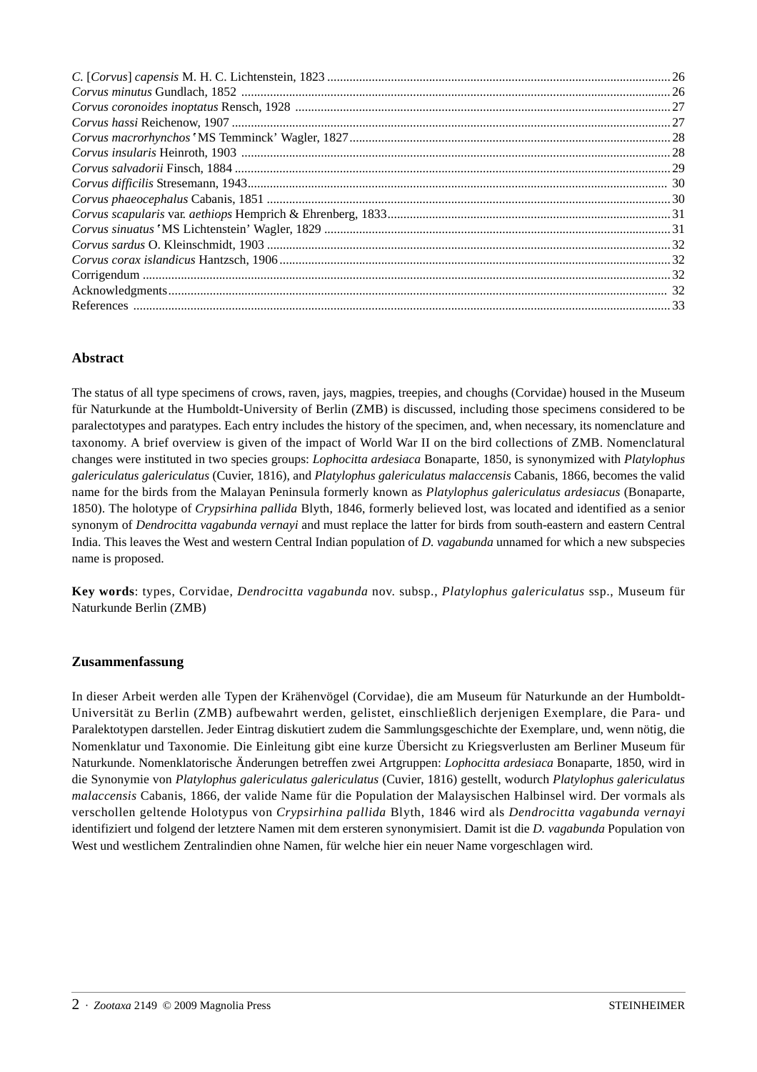*C.* [*Corvus*] *capensis* M. H. C. Lichtenstein, 1823 ........................................................ 26
*Corvus minutus* Gundlach, 1852 ........................................................ 26
*Corvus coronoides inoptatus* Rensch, 1928 ........................................................ 27
*Corvus hassi* Reichenow, 1907 ........................................................ 27
*Corvus macrorhynchos* 'MS Temminck' Wagler, 1827 ........................................................ 28
*Corvus insularis* Heinroth, 1903 ........................................................ 28
*Corvus salvadorii* Finsch, 1884 ........................................................ 29
*Corvus difficilis* Stresemann, 1943 ........................................................ 30
*Corvus phaeocephalus* Cabanis, 1851 ........................................................ 30
*Corvus scapularis* var. *aethiops* Hemprich & Ehrenberg, 1833 ........................................................ 31
*Corvus sinuatus* 'MS Lichtenstein' Wagler, 1829 ........................................................ 31
*Corvus sardus* O. Kleinschmidt, 1903 ........................................................ 32
*Corvus corax islandicus* Hantzsch, 1906 ........................................................ 32
Corrigendum ........................................................ 32
Acknowledgments ........................................................ 32
References ........................................................ 33

## Abstract

The status of all type specimens of crows, raven, jays, magpies, treepies, and choughs (Corvidae) housed in the Museum für Naturkunde at the Humboldt-University of Berlin (ZMB) is discussed, including those specimens considered to be paralectotypes and paratypes. Each entry includes the history of the specimen, and, when necessary, its nomenclature and taxonomy. A brief overview is given of the impact of World War II on the bird collections of ZMB. Nomenclatural changes were instituted in two species groups: *Lophocitta ardesiaca* Bonaparte, 1850, is synonymized with *Platylophus galericulatus galericulatus* (Cuvier, 1816), and *Platylophus galericulatus malaccensis* Cabanis, 1866, becomes the valid name for the birds from the Malayan Peninsula formerly known as *Platylophus galericulatus ardesiacus* (Bonaparte, 1850). The holotype of *Crypsirhina pallida* Blyth, 1846, formerly believed lost, was located and identified as a senior synonym of *Dendrocitta vagabunda vernayi* and must replace the latter for birds from south-eastern and eastern Central India. This leaves the West and western Central Indian population of *D. vagabunda* unnamed for which a new subspecies name is proposed.

**Key words**: types, Corvidae, *Dendrocitta vagabunda* nov. subsp., *Platylophus galericulatus* ssp., Museum für Naturkunde Berlin (ZMB)

## Zusammenfassung

In dieser Arbeit werden alle Typen der Krähenvögel (Corvidae), die am Museum für Naturkunde an der Humboldt-Universität zu Berlin (ZMB) aufbewahrt werden, gelistet, einschließlich derjenigen Exemplare, die Para- und Paralektotypen darstellen. Jeder Eintrag diskutiert zudem die Sammlungsgeschichte der Exemplare, und, wenn nötig, die Nomenklatur und Taxonomie. Die Einleitung gibt eine kurze Übersicht zu Kriegsverlusten am Berliner Museum für Naturkunde. Nomenklatorische Änderungen betreffen zwei Artgruppen: *Lophocitta ardesiaca* Bonaparte, 1850, wird in die Synonymie von *Platylophus galericulatus galericulatus* (Cuvier, 1816) gestellt, wodurch *Platylophus galericulatus malaccensis* Cabanis, 1866, der valide Name für die Population der Malaysischen Halbinsel wird. Der vormals als verschollen geltende Holotypus von *Crypsirhina pallida* Blyth, 1846 wird als *Dendrocitta vagabunda vernayi* identifiziert und folgend der letztere Namen mit dem ersteren synonymisiert. Damit ist die *D. vagabunda* Population von West und westlichem Zentralindien ohne Namen, für welche hier ein neuer Name vorgeschlagen wird.